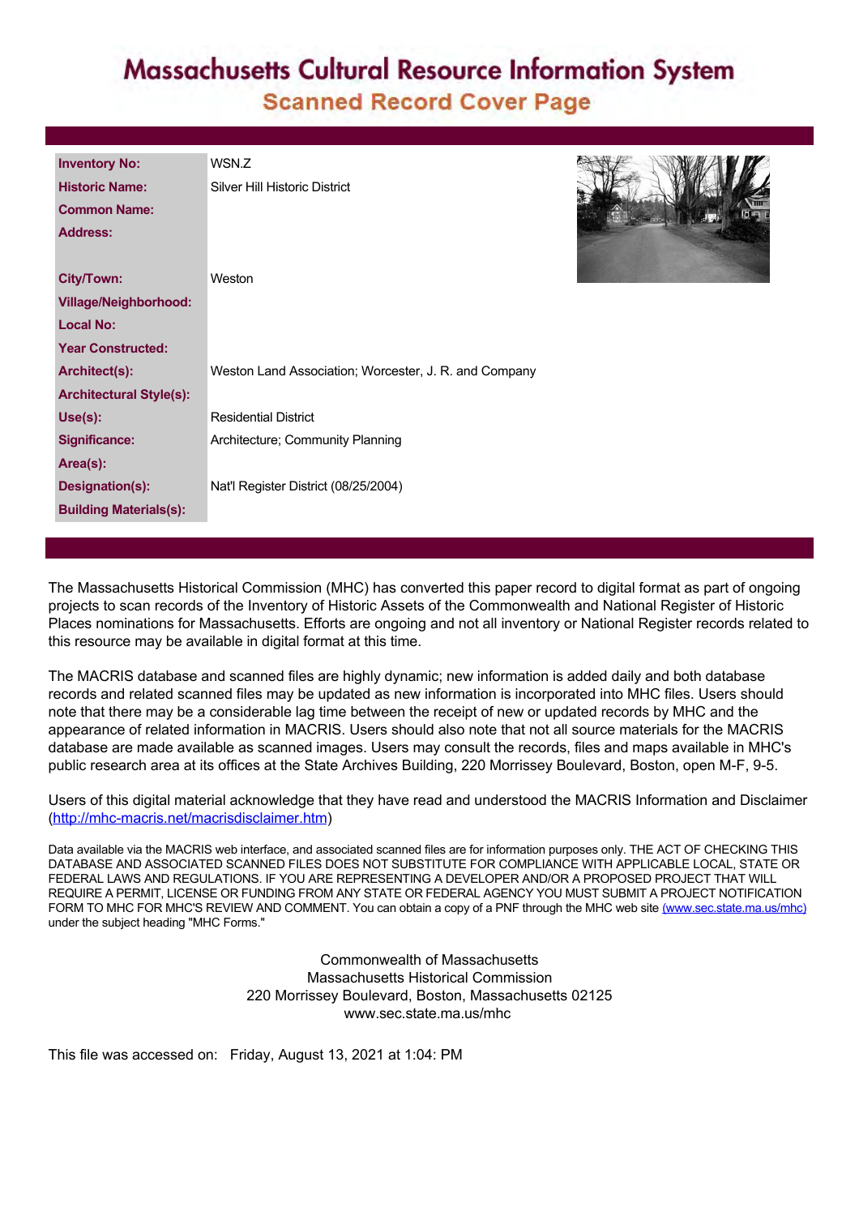# Massachusetts Cultural Resource Information System

## Scanned Record Cover Page

| | |
|---|---|
| **Inventory No:** | WSN.Z |
| **Historic Name:** | Silver Hill Historic District |
| **Common Name:** | |
| **Address:** | |
| **City/Town:** | Weston |
| **Village/Neighborhood:** | |
| **Local No:** | |
| **Year Constructed:** | |
| **Architect(s):** | Weston Land Association; Worcester, J. R. and Company |
| **Architectural Style(s):** | |
| **Use(s):** | Residential District |
| **Significance:** | Architecture; Community Planning |
| **Area(s):** | |
| **Designation(s):** | Nat'l Register District (08/25/2004) |
| **Building Materials(s):** | |

The Massachusetts Historical Commission (MHC) has converted this paper record to digital format as part of ongoing projects to scan records of the Inventory of Historic Assets of the Commonwealth and National Register of Historic Places nominations for Massachusetts. Efforts are ongoing and not all inventory or National Register records related to this resource may be available in digital format at this time.

The MACRIS database and scanned files are highly dynamic; new information is added daily and both database records and related scanned files may be updated as new information is incorporated into MHC files. Users should note that there may be a considerable lag time between the receipt of new or updated records by MHC and the appearance of related information in MACRIS. Users should also note that not all source materials for the MACRIS database are made available as scanned images. Users may consult the records, files and maps available in MHC's public research area at its offices at the State Archives Building, 220 Morrissey Boulevard, Boston, open M-F, 9-5.

Users of this digital material acknowledge that they have read and understood the MACRIS Information and Disclaimer (http://mhc-macris.net/macrisdisclaimer.htm)

Data available via the MACRIS web interface, and associated scanned files are for information purposes only. THE ACT OF CHECKING THIS DATABASE AND ASSOCIATED SCANNED FILES DOES NOT SUBSTITUTE FOR COMPLIANCE WITH APPLICABLE LOCAL, STATE OR FEDERAL LAWS AND REGULATIONS. IF YOU ARE REPRESENTING A DEVELOPER AND/OR A PROPOSED PROJECT THAT WILL REQUIRE A PERMIT, LICENSE OR FUNDING FROM ANY STATE OR FEDERAL AGENCY YOU MUST SUBMIT A PROJECT NOTIFICATION FORM TO MHC FOR MHC'S REVIEW AND COMMENT. You can obtain a copy of a PNF through the MHC web site (www.sec.state.ma.us/mhc) under the subject heading "MHC Forms."

Commonwealth of Massachusetts
Massachusetts Historical Commission
220 Morrissey Boulevard, Boston, Massachusetts 02125
www.sec.state.ma.us/mhc

This file was accessed on: Friday, August 13, 2021 at 1:04: PM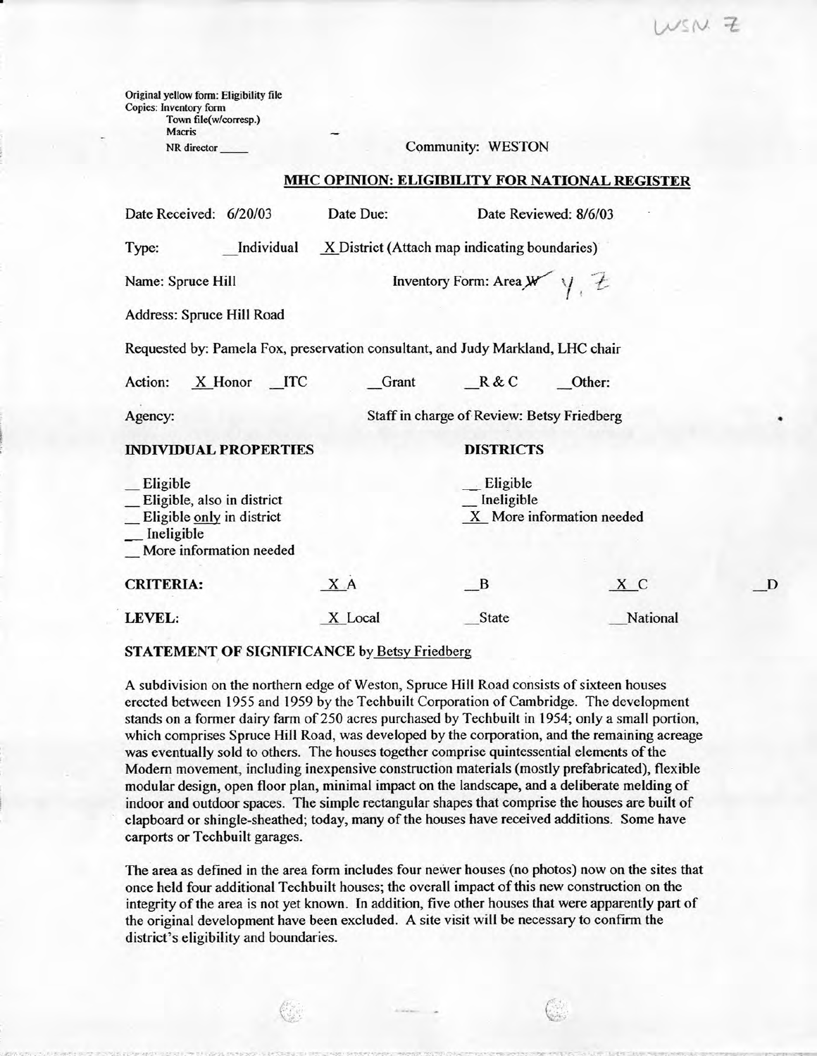WSN Z

Original yellow form: Eligibility file
Copies: Inventory form
Town file(w/corresp.)
Macris
NR director ____

Community: WESTON

## MHC OPINION: ELIGIBILITY FOR NATIONAL REGISTER

Date Received: 6/20/03 Date Due: Date Reviewed: 8/6/03

Type: __Individual X District (Attach map indicating boundaries)

Name: Spruce Hill Inventory Form: Area ~~W~~ Y, Z

Address: Spruce Hill Road

Requested by: Pamela Fox, preservation consultant, and Judy Markland, LHC chair

Action: X Honor __ITC __Grant __R & C __Other:

Agency: Staff in charge of Review: Betsy Friedberg

**INDIVIDUAL PROPERTIES**

- __ Eligible
- __ Eligible, also in district
- __ Eligible only in district
- __ Ineligible
- __ More information needed

**DISTRICTS**

- __ Eligible
- __ Ineligible
- X More information needed

| | | | | |
|---|---|---|---|---|
| **CRITERIA:** | X A | __B | X C | __D |
| **LEVEL:** | X Local | __State | __National | |

**STATEMENT OF SIGNIFICANCE** by Betsy Friedberg

A subdivision on the northern edge of Weston, Spruce Hill Road consists of sixteen houses erected between 1955 and 1959 by the Techbuilt Corporation of Cambridge. The development stands on a former dairy farm of 250 acres purchased by Techbuilt in 1954; only a small portion, which comprises Spruce Hill Road, was developed by the corporation, and the remaining acreage was eventually sold to others. The houses together comprise quintessential elements of the Modern movement, including inexpensive construction materials (mostly prefabricated), flexible modular design, open floor plan, minimal impact on the landscape, and a deliberate melding of indoor and outdoor spaces. The simple rectangular shapes that comprise the houses are built of clapboard or shingle-sheathed; today, many of the houses have received additions. Some have carports or Techbuilt garages.

The area as defined in the area form includes four newer houses (no photos) now on the sites that once held four additional Techbuilt houses; the overall impact of this new construction on the integrity of the area is not yet known. In addition, five other houses that were apparently part of the original development have been excluded. A site visit will be necessary to confirm the district's eligibility and boundaries.